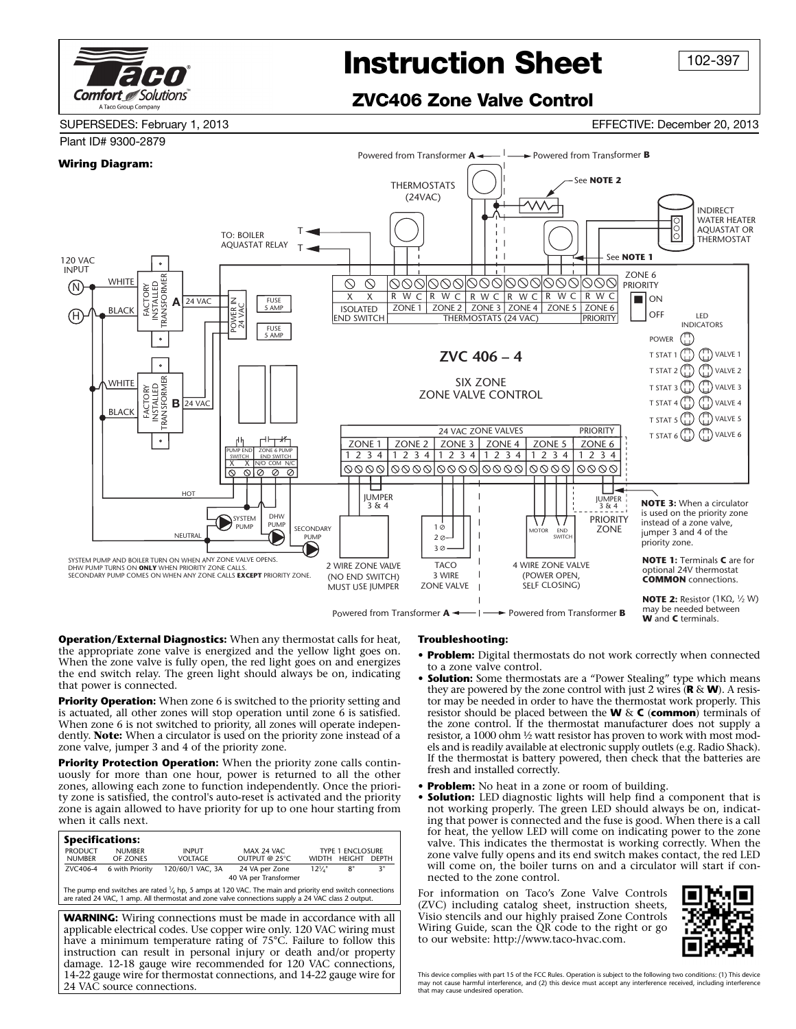# Instruction Sheet

102-397

## ZVC406 Zone Valve Control

SUPERSEDES: February 1, 2013

EFFECTIVE: December 20, 2013

Plant ID# 9300-2879

**Wiring Diagram:**

Powered from Transformer **A** ◄— | —► Powered from Transformer **B**

THERMOSTATS (24VAC)

See **NOTE 2**

INDIRECT WATER HEATER AQUASTAT OR THERMOSTAT

TO: BOILER AQUASTAT RELAY

See **NOTE 1**

120 VAC INPUT

ZVC 406 – 4

SIX ZONE ZONE VALVE CONTROL

SYSTEM PUMP AND BOILER TURN ON WHEN ANY ZONE VALVE OPENS.
DHW PUMP TURNS ON **ONLY** WHEN PRIORITY ZONE CALLS.
SECONDARY PUMP COMES ON WHEN ANY ZONE CALLS **EXCEPT** PRIORITY ZONE.

2 WIRE ZONE VALVE (NO END SWITCH) MUST USE JUMPER

TACO 3 WIRE ZONE VALVE

4 WIRE ZONE VALVE (POWER OPEN, SELF CLOSING)

Powered from Transformer **A** ◄— | —► Powered from Transformer **B**

**NOTE 3:** When a circulator is used on the priority zone instead of a zone valve, jumper 3 and 4 of the priority zone.

**NOTE 1:** Terminals **C** are for optional 24V thermostat **COMMON** connections.

**NOTE 2:** Resistor (1KΩ, ½ W) may be needed between **W** and **C** terminals.

**Operation/External Diagnostics:** When any thermostat calls for heat, the appropriate zone valve is energized and the yellow light goes on. When the zone valve is fully open, the red light goes on and energizes the end switch relay. The green light should always be on, indicating that power is connected.

**Priority Operation:** When zone 6 is switched to the priority setting and is actuated, all other zones will stop operation until zone 6 is satisfied. When zone 6 is not switched to priority, all zones will operate independently. **Note:** When a circulator is used on the priority zone instead of a zone valve, jumper 3 and 4 of the priority zone.

**Priority Protection Operation:** When the priority zone calls continuously for more than one hour, power is returned to all the other zones, allowing each zone to function independently. Once the priority zone is satisfied, the control's auto-reset is activated and the priority zone is again allowed to have priority for up to one hour starting from when it calls next.

**Specifications:**

| PRODUCT NUMBER | NUMBER OF ZONES | INPUT VOLTAGE | MAX 24 VAC OUTPUT @ 25°C | TYPE 1 ENCLOSURE WIDTH | HEIGHT | DEPTH |
|---|---|---|---|---|---|---|
| ZVC406-4 | 6 with Priority | 120/60/1 VAC, 3A | 24 VA per Zone 40 VA per Transformer | 12¼" | 8" | 3" |

The pump end switches are rated ⅙ hp, 5 amps at 120 VAC. The main and priority end switch connections are rated 24 VAC, 1 amp. All thermostat and zone valve connections supply a 24 VAC class 2 output.

**WARNING:** Wiring connections must be made in accordance with all applicable electrical codes. Use copper wire only. 120 VAC wiring must have a minimum temperature rating of 75°C. Failure to follow this instruction can result in personal injury or death and/or property damage. 12-18 gauge wire recommended for 120 VAC connections, 14-22 gauge wire for thermostat connections, and 14-22 gauge wire for 24 VAC source connections.

**Troubleshooting:**

- **Problem:** Digital thermostats do not work correctly when connected to a zone valve control.
- **Solution:** Some thermostats are a "Power Stealing" type which means they are powered by the zone control with just 2 wires (**R** & **W**). A resistor may be needed in order to have the thermostat work properly. This resistor should be placed between the **W** & **C** (**common**) terminals of the zone control. If the thermostat manufacturer does not supply a resistor, a 1000 ohm ½ watt resistor has proven to work with most models and is readily available at electronic supply outlets (e.g. Radio Shack). If the thermostat is battery powered, then check that the batteries are fresh and installed correctly.
- **Problem:** No heat in a zone or room of building.
- **Solution:** LED diagnostic lights will help find a component that is not working properly. The green LED should always be on, indicating that power is connected and the fuse is good. When there is a call for heat, the yellow LED will come on indicating power to the zone valve. This indicates the thermostat is working correctly. When the zone valve fully opens and its end switch makes contact, the red LED will come on, the boiler turns on and a circulator will start if connected to the zone control.

For information on Taco's Zone Valve Controls (ZVC) including catalog sheet, instruction sheets, Visio stencils and our highly praised Zone Controls Wiring Guide, scan the QR code to the right or go to our website: http://www.taco-hvac.com.

This device complies with part 15 of the FCC Rules. Operation is subject to the following two conditions: (1) This device may not cause harmful interference, and (2) this device must accept any interference received, including interference that may cause undesired operation.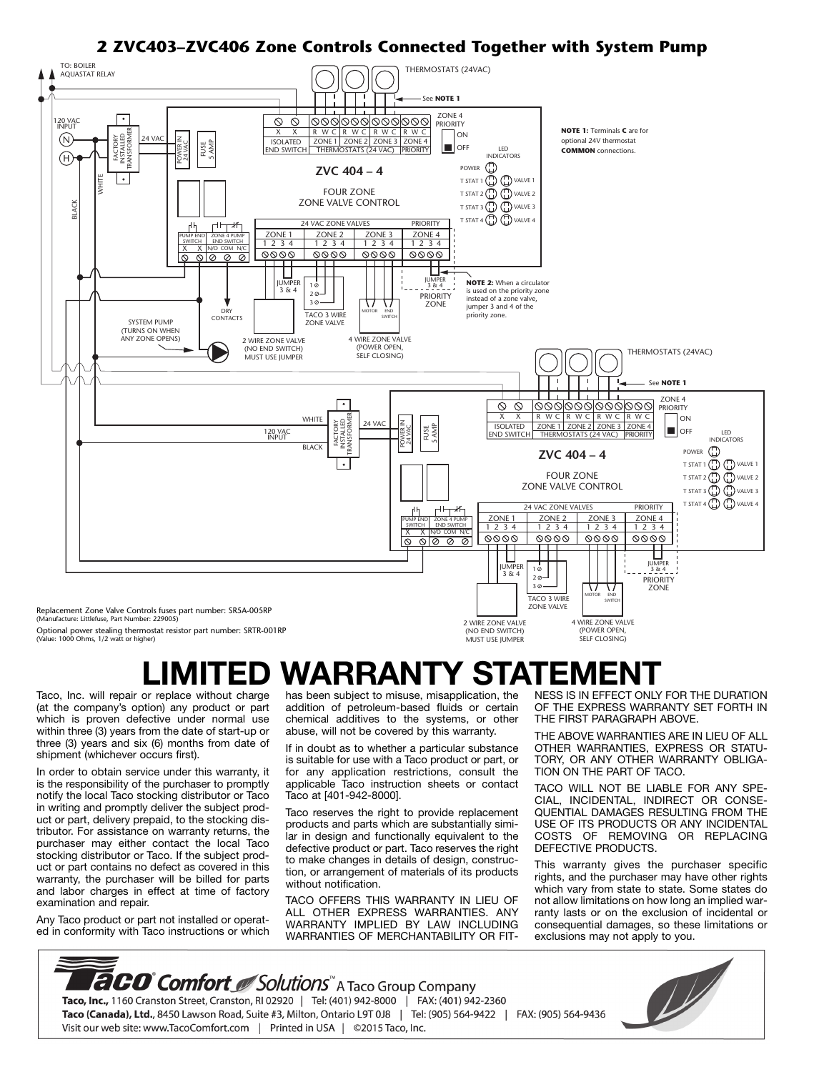## 2 ZVC403–ZVC406 Zone Controls Connected Together with System Pump

TO: BOILER AQUASTAT RELAY

THERMOSTATS (24VAC)

See **NOTE 1**

120 VAC INPUT

N

H

FACTORY INSTALLED TRANSFORMER

24 VAC

WHITE

BLACK

POWER IN 24 VAC

FUSE 5 AMP

X X ISOLATED END SWITCH

R W C R W C R W C R W C

ZONE 1 ZONE 2 ZONE 3 ZONE 4

THERMOSTATS (24 VAC) PRIORITY

ZONE 4 PRIORITY

ON

OFF

LED INDICATORS

POWER

T STAT 1 VALVE 1

T STAT 2 VALVE 2

T STAT 3 VALVE 3

T STAT 4 VALVE 4

**ZVC 404 – 4**

FOUR ZONE ZONE VALVE CONTROL

**NOTE 1:** Terminals **C** are for optional 24V thermostat **COMMON** connections.

PUMP END SWITCH X X

ZONE 4 PUMP END SWITCH N/O COM N/C

24 VAC ZONE VALVES PRIORITY

ZONE 1 1 2 3 4 ZONE 2 1 2 3 4 ZONE 3 1 2 3 4 ZONE 4 1 2 3 4

JUMPER 3 & 4

1 2 3

TACO 3 WIRE ZONE VALVE

MOTOR END SWITCH

JUMPER 3 & 4

PRIORITY ZONE

**NOTE 2:** When a circulator is used on the priority zone instead of a zone valve, jumper 3 and 4 of the priority zone.

DRY CONTACTS

SYSTEM PUMP (TURNS ON WHEN ANY ZONE OPENS)

2 WIRE ZONE VALVE (NO END SWITCH) MUST USE JUMPER

4 WIRE ZONE VALVE (POWER OPEN, SELF CLOSING)

THERMOSTATS (24VAC)

See **NOTE 1**

WHITE

120 VAC INPUT

BLACK

FACTORY INSTALLED TRANSFORMER

24 VAC

POWER IN 24 VAC

FUSE 5 AMP

X X ISOLATED END SWITCH

R W C R W C R W C R W C

ZONE 1 ZONE 2 ZONE 3 ZONE 4

THERMOSTATS (24 VAC) PRIORITY

ZONE 4 PRIORITY

ON

OFF

LED INDICATORS

POWER

T STAT 1 VALVE 1

T STAT 2 VALVE 2

T STAT 3 VALVE 3

T STAT 4 VALVE 4

**ZVC 404 – 4**

FOUR ZONE ZONE VALVE CONTROL

PUMP END SWITCH X X

ZONE 4 PUMP END SWITCH N/O COM N/C

24 VAC ZONE VALVES PRIORITY

ZONE 1 1 2 3 4 ZONE 2 1 2 3 4 ZONE 3 1 2 3 4 ZONE 4 1 2 3 4

JUMPER 3 & 4

1 2 3

TACO 3 WIRE ZONE VALVE

MOTOR END SWITCH

JUMPER 3 & 4

PRIORITY ZONE

2 WIRE ZONE VALVE (NO END SWITCH) MUST USE JUMPER

4 WIRE ZONE VALVE (POWER OPEN, SELF CLOSING)

Replacement Zone Valve Controls fuses part number: SR5A-005RP
(Manufacture: Littlefuse, Part Number: 229005)

Optional power stealing thermostat resistor part number: SRTR-001RP
(Value: 1000 Ohms, 1/2 watt or higher)

# LIMITED WARRANTY STATEMENT

Taco, Inc. will repair or replace without charge (at the company's option) any product or part which is proven defective under normal use within three (3) years from the date of start-up or three (3) years and six (6) months from date of shipment (whichever occurs first).

In order to obtain service under this warranty, it is the responsibility of the purchaser to promptly notify the local Taco stocking distributor or Taco in writing and promptly deliver the subject product or part, delivery prepaid, to the stocking distributor. For assistance on warranty returns, the purchaser may either contact the local Taco stocking distributor or Taco. If the subject product or part contains no defect as covered in this warranty, the purchaser will be billed for parts and labor charges in effect at time of factory examination and repair.

Any Taco product or part not installed or operated in conformity with Taco instructions or which has been subject to misuse, misapplication, the addition of petroleum-based fluids or certain chemical additives to the systems, or other abuse, will not be covered by this warranty.

If in doubt as to whether a particular substance is suitable for use with a Taco product or part, or for any application restrictions, consult the applicable Taco instruction sheets or contact Taco at [401-942-8000].

Taco reserves the right to provide replacement products and parts which are substantially similar in design and functionally equivalent to the defective product or part. Taco reserves the right to make changes in details of design, construction, or arrangement of materials of its products without notification.

TACO OFFERS THIS WARRANTY IN LIEU OF ALL OTHER EXPRESS WARRANTIES. ANY WARRANTY IMPLIED BY LAW INCLUDING WARRANTIES OF MERCHANTABILITY OR FITNESS IS IN EFFECT ONLY FOR THE DURATION OF THE EXPRESS WARRANTY SET FORTH IN THE FIRST PARAGRAPH ABOVE.

THE ABOVE WARRANTIES ARE IN LIEU OF ALL OTHER WARRANTIES, EXPRESS OR STATUTORY, OR ANY OTHER WARRANTY OBLIGATION ON THE PART OF TACO.

TACO WILL NOT BE LIABLE FOR ANY SPECIAL, INCIDENTAL, INDIRECT OR CONSEQUENTIAL DAMAGES RESULTING FROM THE USE OF ITS PRODUCTS OR ANY INCIDENTAL COSTS OF REMOVING OR REPLACING DEFECTIVE PRODUCTS.

This warranty gives the purchaser specific rights, and the purchaser may have other rights which vary from state to state. Some states do not allow limitations on how long an implied warranty lasts or on the exclusion of incidental or consequential damages, so these limitations or exclusions may not apply to you.

**Taco Comfort Solutions™ A Taco Group Company**

**Taco, Inc.,** 1160 Cranston Street, Cranston, RI 02920 | Tel: (401) 942-8000 | FAX: (401) 942-2360

**Taco (Canada), Ltd.,** 8450 Lawson Road, Suite #3, Milton, Ontario L9T 0J8 | Tel: (905) 564-9422 | FAX: (905) 564-9436

Visit our web site: www.TacoComfort.com | Printed in USA | ©2015 Taco, Inc.